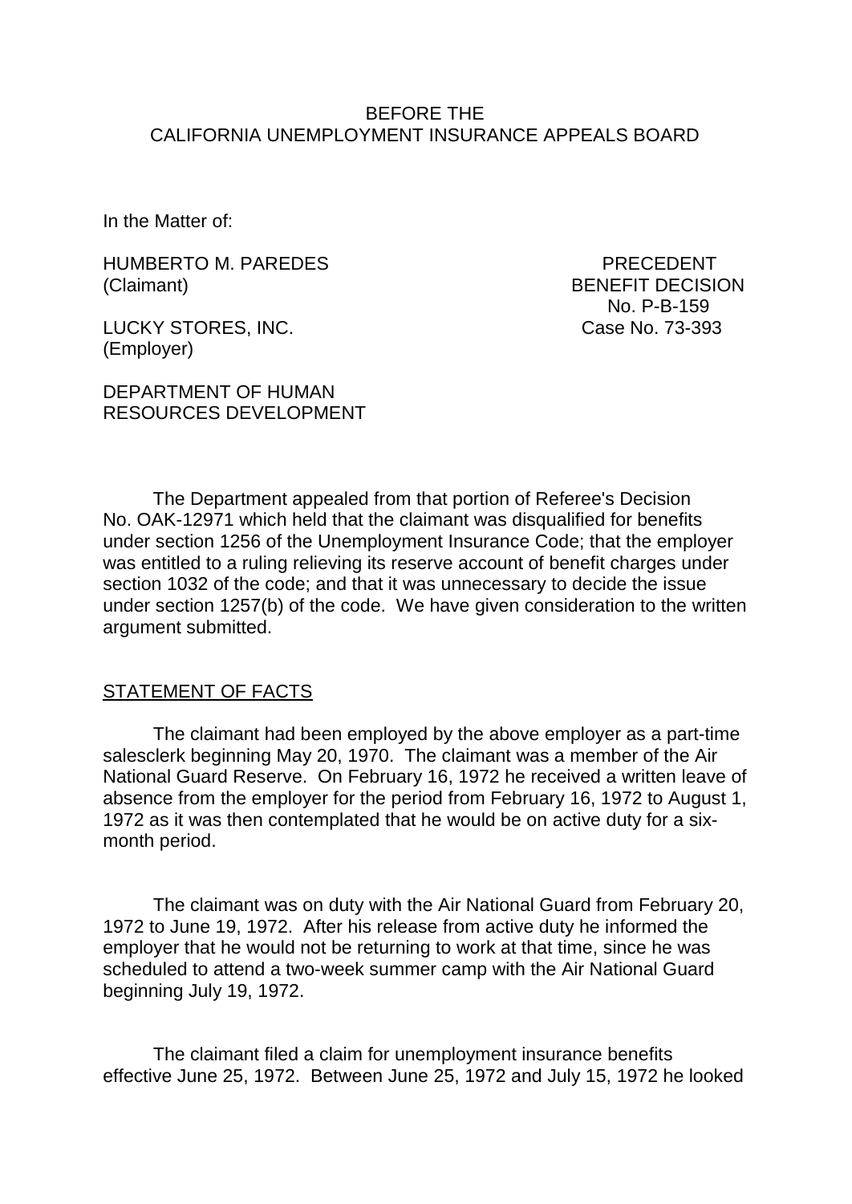BEFORE THE
CALIFORNIA UNEMPLOYMENT INSURANCE APPEALS BOARD

In the Matter of:

HUMBERTO M. PAREDES
(Claimant)

PRECEDENT
BENEFIT DECISION
No. P-B-159
Case No. 73-393

LUCKY STORES, INC.
(Employer)

DEPARTMENT OF HUMAN
RESOURCES DEVELOPMENT

The Department appealed from that portion of Referee's Decision No. OAK-12971 which held that the claimant was disqualified for benefits under section 1256 of the Unemployment Insurance Code; that the employer was entitled to a ruling relieving its reserve account of benefit charges under section 1032 of the code; and that it was unnecessary to decide the issue under section 1257(b) of the code. We have given consideration to the written argument submitted.

STATEMENT OF FACTS

The claimant had been employed by the above employer as a part-time salesclerk beginning May 20, 1970. The claimant was a member of the Air National Guard Reserve. On February 16, 1972 he received a written leave of absence from the employer for the period from February 16, 1972 to August 1, 1972 as it was then contemplated that he would be on active duty for a six-month period.

The claimant was on duty with the Air National Guard from February 20, 1972 to June 19, 1972. After his release from active duty he informed the employer that he would not be returning to work at that time, since he was scheduled to attend a two-week summer camp with the Air National Guard beginning July 19, 1972.

The claimant filed a claim for unemployment insurance benefits effective June 25, 1972. Between June 25, 1972 and July 15, 1972 he looked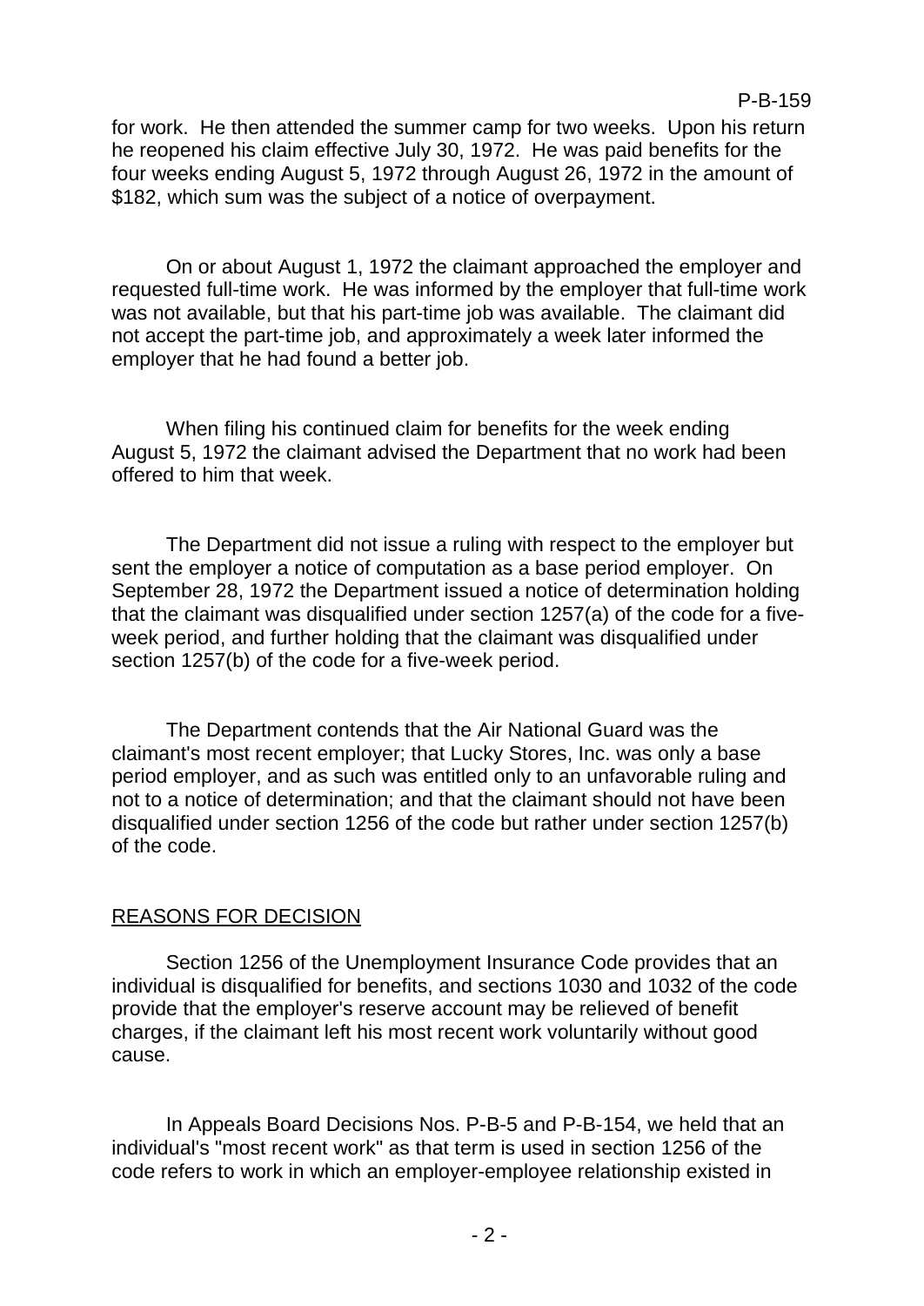for work. He then attended the summer camp for two weeks. Upon his return he reopened his claim effective July 30, 1972. He was paid benefits for the four weeks ending August 5, 1972 through August 26, 1972 in the amount of $182, which sum was the subject of a notice of overpayment.

On or about August 1, 1972 the claimant approached the employer and requested full-time work. He was informed by the employer that full-time work was not available, but that his part-time job was available. The claimant did not accept the part-time job, and approximately a week later informed the employer that he had found a better job.

When filing his continued claim for benefits for the week ending August 5, 1972 the claimant advised the Department that no work had been offered to him that week.

The Department did not issue a ruling with respect to the employer but sent the employer a notice of computation as a base period employer. On September 28, 1972 the Department issued a notice of determination holding that the claimant was disqualified under section 1257(a) of the code for a five-week period, and further holding that the claimant was disqualified under section 1257(b) of the code for a five-week period.

The Department contends that the Air National Guard was the claimant's most recent employer; that Lucky Stores, Inc. was only a base period employer, and as such was entitled only to an unfavorable ruling and not to a notice of determination; and that the claimant should not have been disqualified under section 1256 of the code but rather under section 1257(b) of the code.

## REASONS FOR DECISION

Section 1256 of the Unemployment Insurance Code provides that an individual is disqualified for benefits, and sections 1030 and 1032 of the code provide that the employer's reserve account may be relieved of benefit charges, if the claimant left his most recent work voluntarily without good cause.

In Appeals Board Decisions Nos. P-B-5 and P-B-154, we held that an individual's "most recent work" as that term is used in section 1256 of the code refers to work in which an employer-employee relationship existed in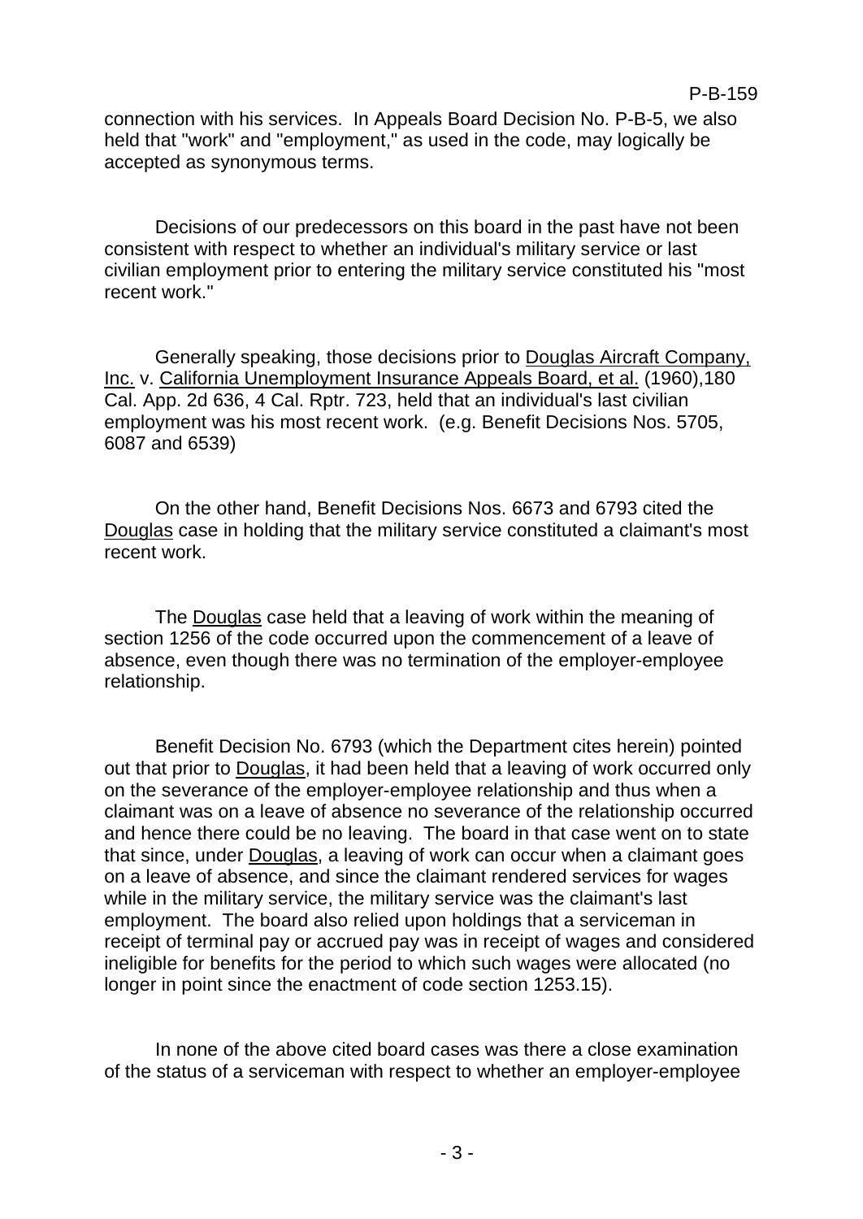connection with his services. In Appeals Board Decision No. P-B-5, we also held that "work" and "employment," as used in the code, may logically be accepted as synonymous terms.

Decisions of our predecessors on this board in the past have not been consistent with respect to whether an individual's military service or last civilian employment prior to entering the military service constituted his "most recent work."

Generally speaking, those decisions prior to Douglas Aircraft Company, Inc. v. California Unemployment Insurance Appeals Board, et al. (1960),180 Cal. App. 2d 636, 4 Cal. Rptr. 723, held that an individual's last civilian employment was his most recent work. (e.g. Benefit Decisions Nos. 5705, 6087 and 6539)

On the other hand, Benefit Decisions Nos. 6673 and 6793 cited the Douglas case in holding that the military service constituted a claimant's most recent work.

The Douglas case held that a leaving of work within the meaning of section 1256 of the code occurred upon the commencement of a leave of absence, even though there was no termination of the employer-employee relationship.

Benefit Decision No. 6793 (which the Department cites herein) pointed out that prior to Douglas, it had been held that a leaving of work occurred only on the severance of the employer-employee relationship and thus when a claimant was on a leave of absence no severance of the relationship occurred and hence there could be no leaving. The board in that case went on to state that since, under Douglas, a leaving of work can occur when a claimant goes on a leave of absence, and since the claimant rendered services for wages while in the military service, the military service was the claimant's last employment. The board also relied upon holdings that a serviceman in receipt of terminal pay or accrued pay was in receipt of wages and considered ineligible for benefits for the period to which such wages were allocated (no longer in point since the enactment of code section 1253.15).

In none of the above cited board cases was there a close examination of the status of a serviceman with respect to whether an employer-employee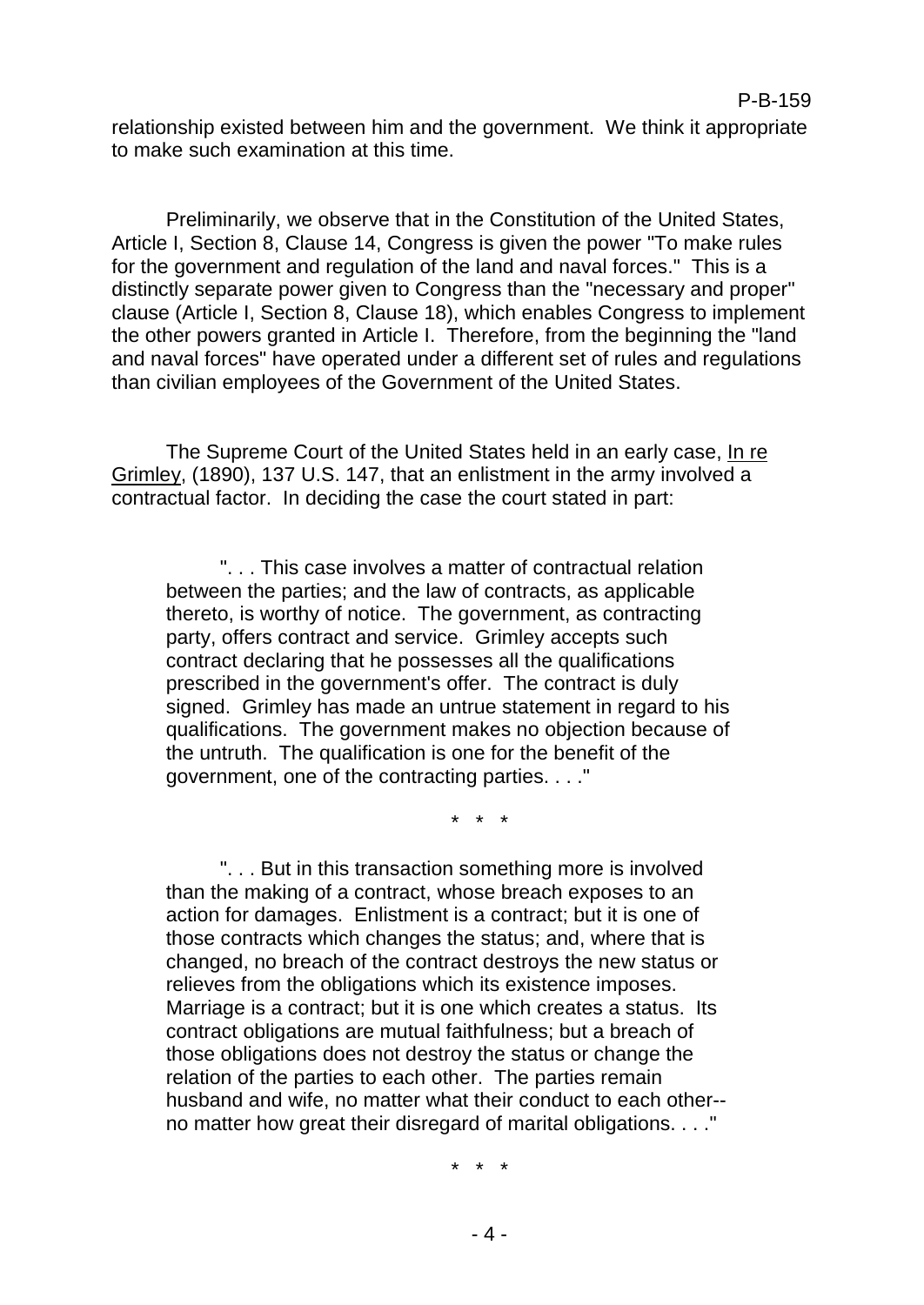relationship existed between him and the government. We think it appropriate to make such examination at this time.

Preliminarily, we observe that in the Constitution of the United States, Article I, Section 8, Clause 14, Congress is given the power "To make rules for the government and regulation of the land and naval forces." This is a distinctly separate power given to Congress than the "necessary and proper" clause (Article I, Section 8, Clause 18), which enables Congress to implement the other powers granted in Article I. Therefore, from the beginning the "land and naval forces" have operated under a different set of rules and regulations than civilian employees of the Government of the United States.

The Supreme Court of the United States held in an early case, In re Grimley, (1890), 137 U.S. 147, that an enlistment in the army involved a contractual factor. In deciding the case the court stated in part:

> ". . . This case involves a matter of contractual relation between the parties; and the law of contracts, as applicable thereto, is worthy of notice. The government, as contracting party, offers contract and service. Grimley accepts such contract declaring that he possesses all the qualifications prescribed in the government's offer. The contract is duly signed. Grimley has made an untrue statement in regard to his qualifications. The government makes no objection because of the untruth. The qualification is one for the benefit of the government, one of the contracting parties. . . ."

\* \* \*

> ". . . But in this transaction something more is involved than the making of a contract, whose breach exposes to an action for damages. Enlistment is a contract; but it is one of those contracts which changes the status; and, where that is changed, no breach of the contract destroys the new status or relieves from the obligations which its existence imposes. Marriage is a contract; but it is one which creates a status. Its contract obligations are mutual faithfulness; but a breach of those obligations does not destroy the status or change the relation of the parties to each other. The parties remain husband and wife, no matter what their conduct to each other--no matter how great their disregard of marital obligations. . . ."

\* \* \*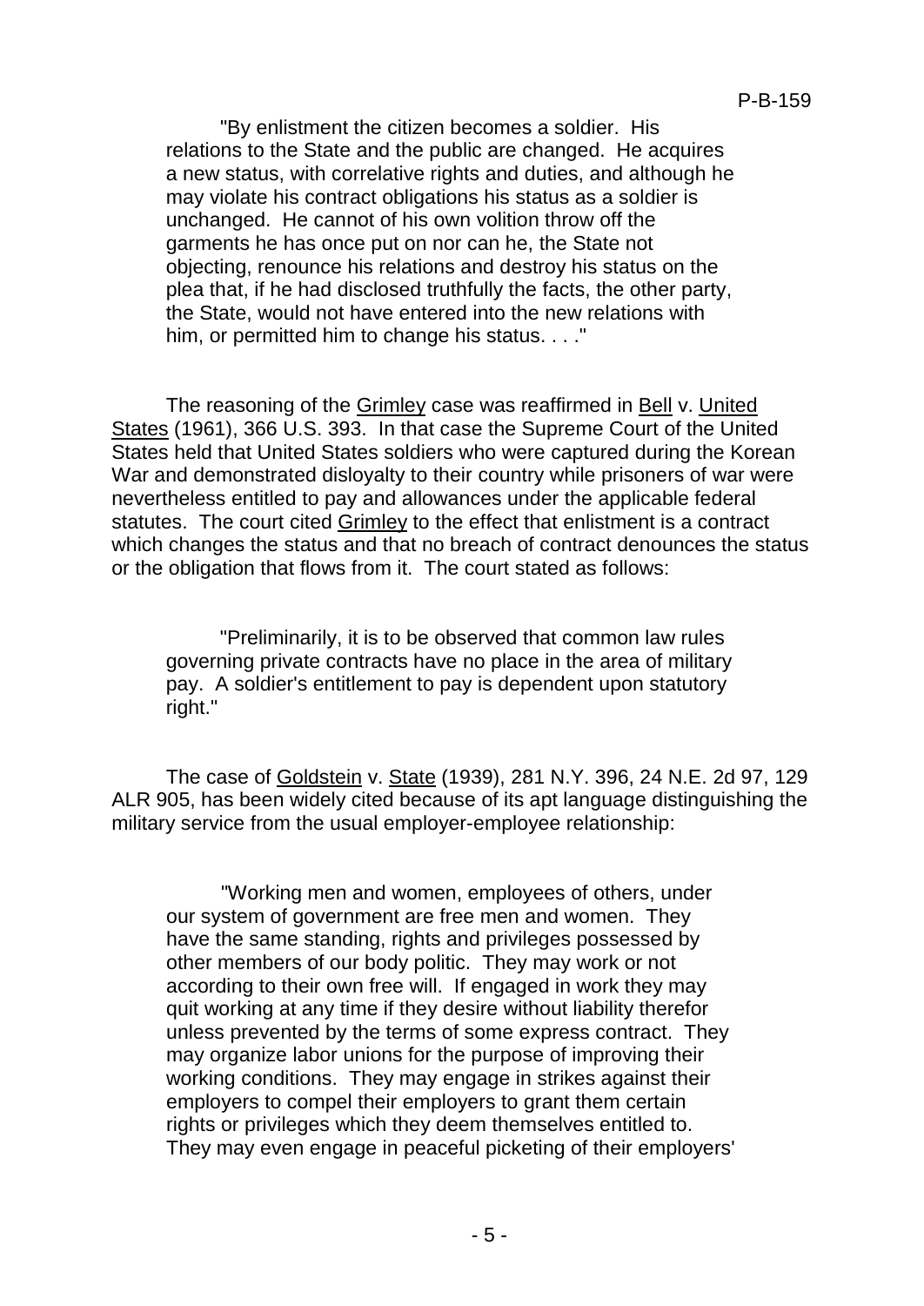> "By enlistment the citizen becomes a soldier. His relations to the State and the public are changed. He acquires a new status, with correlative rights and duties, and although he may violate his contract obligations his status as a soldier is unchanged. He cannot of his own volition throw off the garments he has once put on nor can he, the State not objecting, renounce his relations and destroy his status on the plea that, if he had disclosed truthfully the facts, the other party, the State, would not have entered into the new relations with him, or permitted him to change his status. . . ."

The reasoning of the Grimley case was reaffirmed in Bell v. United States (1961), 366 U.S. 393. In that case the Supreme Court of the United States held that United States soldiers who were captured during the Korean War and demonstrated disloyalty to their country while prisoners of war were nevertheless entitled to pay and allowances under the applicable federal statutes. The court cited Grimley to the effect that enlistment is a contract which changes the status and that no breach of contract denounces the status or the obligation that flows from it. The court stated as follows:

> "Preliminarily, it is to be observed that common law rules governing private contracts have no place in the area of military pay. A soldier's entitlement to pay is dependent upon statutory right."

The case of Goldstein v. State (1939), 281 N.Y. 396, 24 N.E. 2d 97, 129 ALR 905, has been widely cited because of its apt language distinguishing the military service from the usual employer-employee relationship:

> "Working men and women, employees of others, under our system of government are free men and women. They have the same standing, rights and privileges possessed by other members of our body politic. They may work or not according to their own free will. If engaged in work they may quit working at any time if they desire without liability therefor unless prevented by the terms of some express contract. They may organize labor unions for the purpose of improving their working conditions. They may engage in strikes against their employers to compel their employers to grant them certain rights or privileges which they deem themselves entitled to. They may even engage in peaceful picketing of their employers'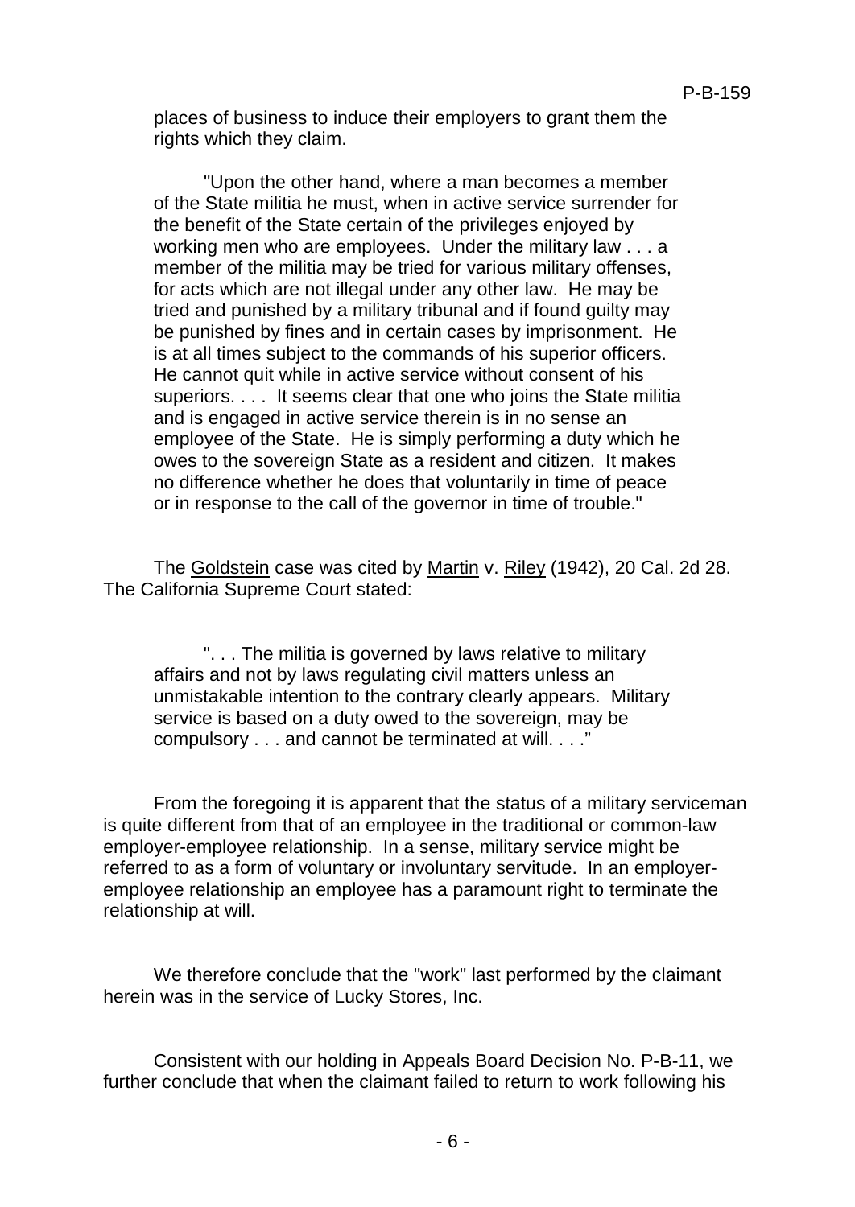places of business to induce their employers to grant them the rights which they claim.

> "Upon the other hand, where a man becomes a member of the State militia he must, when in active service surrender for the benefit of the State certain of the privileges enjoyed by working men who are employees. Under the military law . . . a member of the militia may be tried for various military offenses, for acts which are not illegal under any other law. He may be tried and punished by a military tribunal and if found guilty may be punished by fines and in certain cases by imprisonment. He is at all times subject to the commands of his superior officers. He cannot quit while in active service without consent of his superiors. . . . It seems clear that one who joins the State militia and is engaged in active service therein is in no sense an employee of the State. He is simply performing a duty which he owes to the sovereign State as a resident and citizen. It makes no difference whether he does that voluntarily in time of peace or in response to the call of the governor in time of trouble."

The Goldstein case was cited by Martin v. Riley (1942), 20 Cal. 2d 28. The California Supreme Court stated:

> ". . . The militia is governed by laws relative to military affairs and not by laws regulating civil matters unless an unmistakable intention to the contrary clearly appears. Military service is based on a duty owed to the sovereign, may be compulsory . . . and cannot be terminated at will. . . ."

From the foregoing it is apparent that the status of a military serviceman is quite different from that of an employee in the traditional or common-law employer-employee relationship. In a sense, military service might be referred to as a form of voluntary or involuntary servitude. In an employer-employee relationship an employee has a paramount right to terminate the relationship at will.

We therefore conclude that the "work" last performed by the claimant herein was in the service of Lucky Stores, Inc.

Consistent with our holding in Appeals Board Decision No. P-B-11, we further conclude that when the claimant failed to return to work following his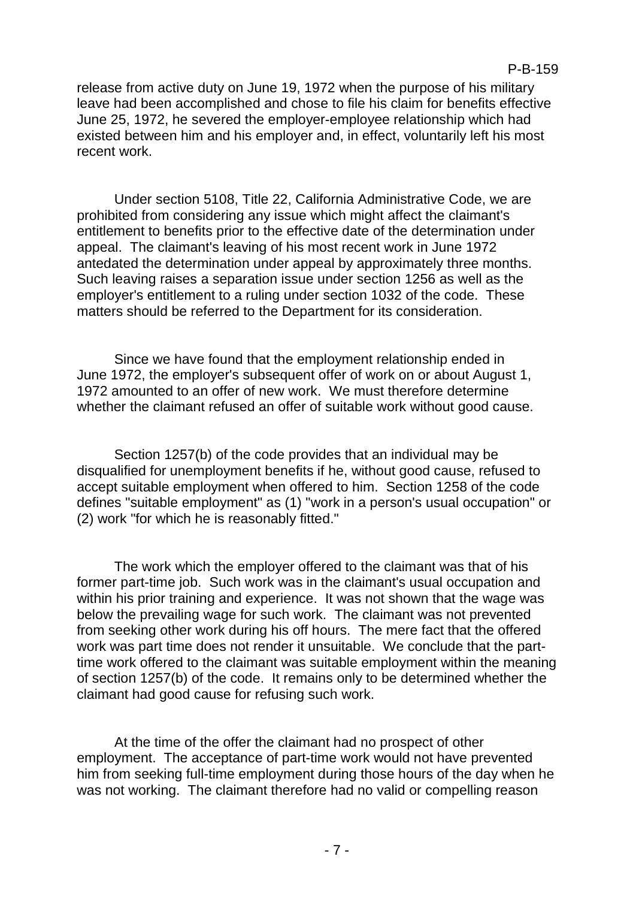release from active duty on June 19, 1972 when the purpose of his military leave had been accomplished and chose to file his claim for benefits effective June 25, 1972, he severed the employer-employee relationship which had existed between him and his employer and, in effect, voluntarily left his most recent work.

Under section 5108, Title 22, California Administrative Code, we are prohibited from considering any issue which might affect the claimant's entitlement to benefits prior to the effective date of the determination under appeal. The claimant's leaving of his most recent work in June 1972 antedated the determination under appeal by approximately three months. Such leaving raises a separation issue under section 1256 as well as the employer's entitlement to a ruling under section 1032 of the code. These matters should be referred to the Department for its consideration.

Since we have found that the employment relationship ended in June 1972, the employer's subsequent offer of work on or about August 1, 1972 amounted to an offer of new work. We must therefore determine whether the claimant refused an offer of suitable work without good cause.

Section 1257(b) of the code provides that an individual may be disqualified for unemployment benefits if he, without good cause, refused to accept suitable employment when offered to him. Section 1258 of the code defines "suitable employment" as (1) "work in a person's usual occupation" or (2) work "for which he is reasonably fitted."

The work which the employer offered to the claimant was that of his former part-time job. Such work was in the claimant's usual occupation and within his prior training and experience. It was not shown that the wage was below the prevailing wage for such work. The claimant was not prevented from seeking other work during his off hours. The mere fact that the offered work was part time does not render it unsuitable. We conclude that the part-time work offered to the claimant was suitable employment within the meaning of section 1257(b) of the code. It remains only to be determined whether the claimant had good cause for refusing such work.

At the time of the offer the claimant had no prospect of other employment. The acceptance of part-time work would not have prevented him from seeking full-time employment during those hours of the day when he was not working. The claimant therefore had no valid or compelling reason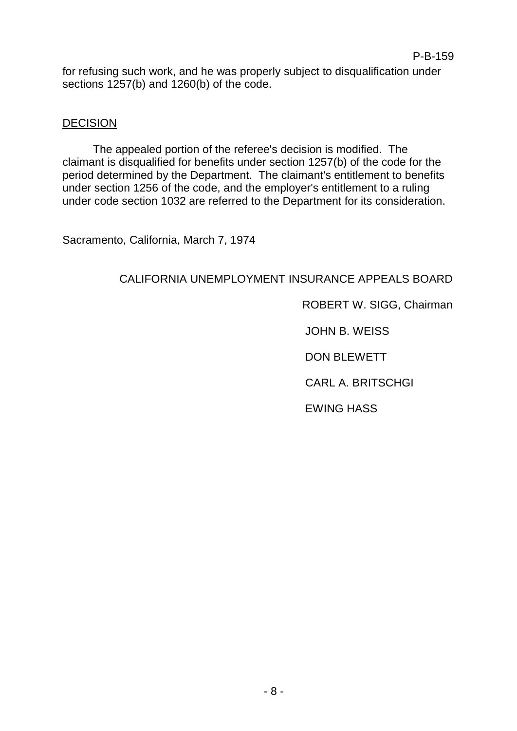for refusing such work, and he was properly subject to disqualification under sections 1257(b) and 1260(b) of the code.

DECISION

The appealed portion of the referee's decision is modified. The claimant is disqualified for benefits under section 1257(b) of the code for the period determined by the Department. The claimant's entitlement to benefits under section 1256 of the code, and the employer's entitlement to a ruling under code section 1032 are referred to the Department for its consideration.

Sacramento, California, March 7, 1974

CALIFORNIA UNEMPLOYMENT INSURANCE APPEALS BOARD

ROBERT W. SIGG, Chairman

JOHN B. WEISS

DON BLEWETT

CARL A. BRITSCHGI

EWING HASS